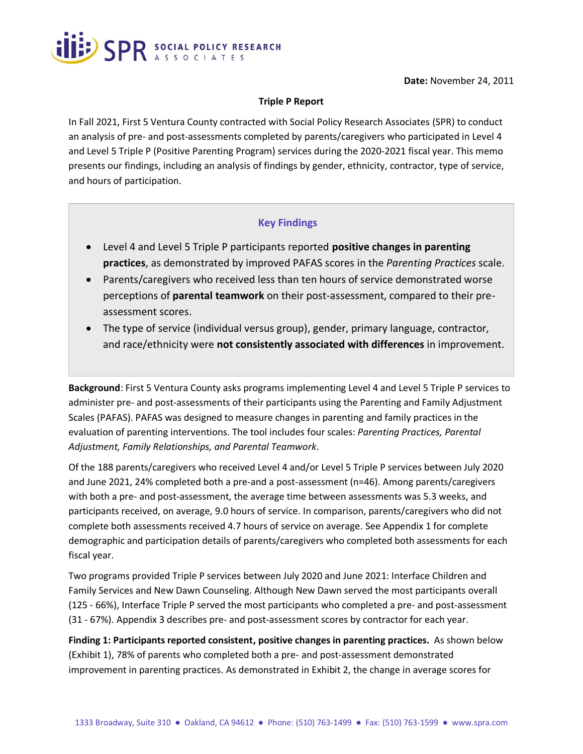**Date:** November 24, 2011

**Triple P Report**

In Fall 2021, First 5 Ventura County contracted with Social Policy Research Associates (SPR) to conduct an analysis of pre- and post-assessments completed by parents/caregivers who participated in Level 4 and Level 5 Triple P (Positive Parenting Program) services during the 2020-2021 fiscal year. This memo presents our findings, including an analysis of findings by gender, ethnicity, contractor, type of service, and hours of participation.

## Key Findings

- Level 4 and Level 5 Triple P participants reported **positive changes in parenting practices**, as demonstrated by improved PAFAS scores in the *Parenting Practices* scale.
- Parents/caregivers who received less than ten hours of service demonstrated worse perceptions of **parental teamwork** on their post-assessment, compared to their pre-assessment scores.
- The type of service (individual versus group), gender, primary language, contractor, and race/ethnicity were **not consistently associated with differences** in improvement.

**Background**: First 5 Ventura County asks programs implementing Level 4 and Level 5 Triple P services to administer pre- and post-assessments of their participants using the Parenting and Family Adjustment Scales (PAFAS). PAFAS was designed to measure changes in parenting and family practices in the evaluation of parenting interventions. The tool includes four scales: *Parenting Practices, Parental Adjustment, Family Relationships, and Parental Teamwork*.

Of the 188 parents/caregivers who received Level 4 and/or Level 5 Triple P services between July 2020 and June 2021, 24% completed both a pre-and a post-assessment (n=46). Among parents/caregivers with both a pre- and post-assessment, the average time between assessments was 5.3 weeks, and participants received, on average, 9.0 hours of service. In comparison, parents/caregivers who did not complete both assessments received 4.7 hours of service on average. See Appendix 1 for complete demographic and participation details of parents/caregivers who completed both assessments for each fiscal year.

Two programs provided Triple P services between July 2020 and June 2021: Interface Children and Family Services and New Dawn Counseling. Although New Dawn served the most participants overall (125 - 66%), Interface Triple P served the most participants who completed a pre- and post-assessment (31 - 67%). Appendix 3 describes pre- and post-assessment scores by contractor for each year.

**Finding 1: Participants reported consistent, positive changes in parenting practices.** As shown below (Exhibit 1), 78% of parents who completed both a pre- and post-assessment demonstrated improvement in parenting practices. As demonstrated in Exhibit 2, the change in average scores for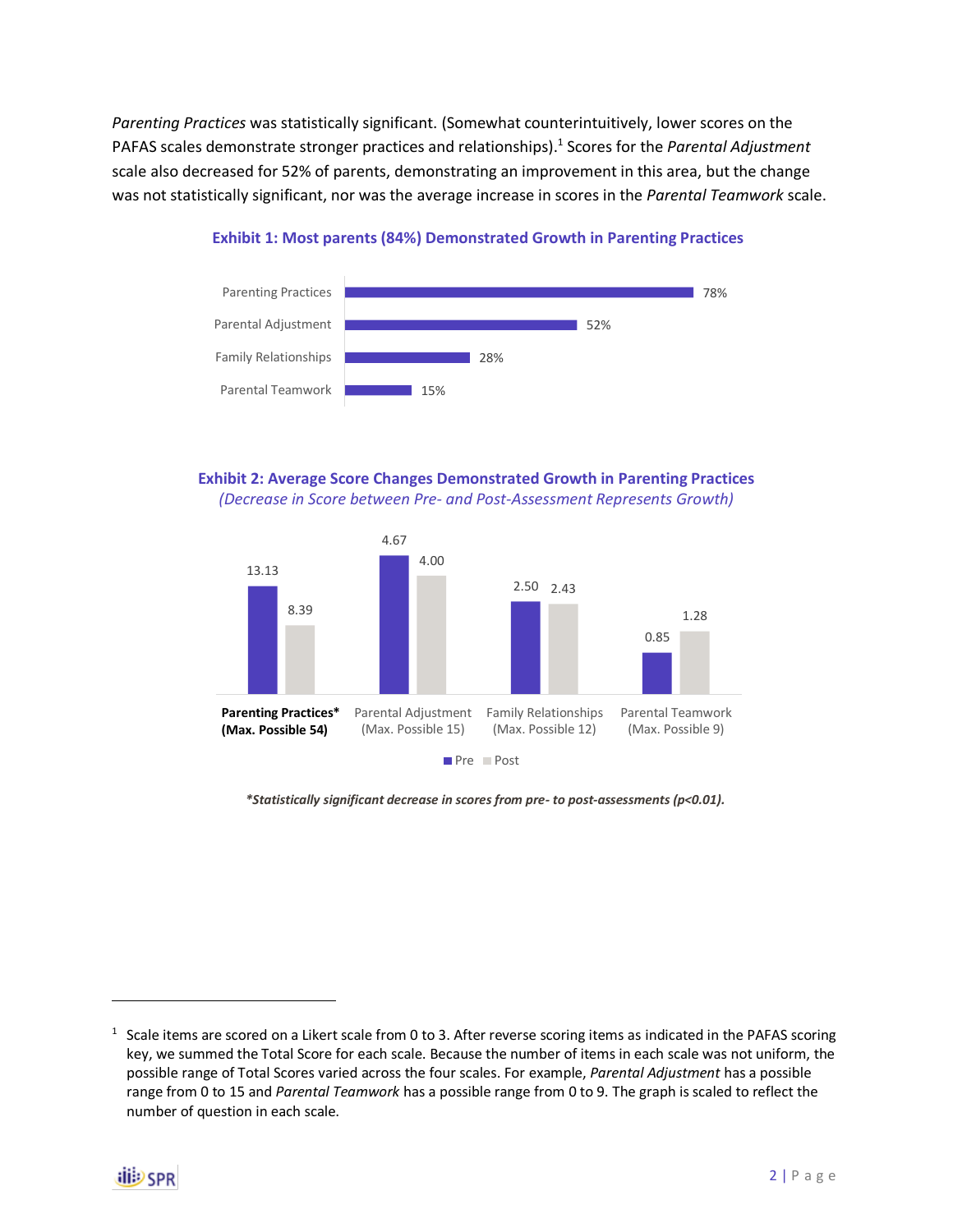*Parenting Practices* was statistically significant. (Somewhat counterintuitively, lower scores on the PAFAS scales demonstrate stronger practices and relationships).[1] Scores for the *Parental Adjustment* scale also decreased for 52% of parents, demonstrating an improvement in this area, but the change was not statistically significant, nor was the average increase in scores in the *Parental Teamwork* scale.

**Exhibit 1: Most parents (84%) Demonstrated Growth in Parenting Practices**

| Scale | Percent |
|---|---|
| Parenting Practices | 78% |
| Parental Adjustment | 52% |
| Family Relationships | 28% |
| Parental Teamwork | 15% |

**Exhibit 2: Average Score Changes Demonstrated Growth in Parenting Practices**

*(Decrease in Score between Pre- and Post-Assessment Represents Growth)*

| Scale | Pre | Post |
|---|---|---|
| **Parenting Practices* (Max. Possible 54)** | 13.13 | 8.39 |
| Parental Adjustment (Max. Possible 15) | 4.67 | 4.00 |
| Family Relationships (Max. Possible 12) | 2.50 | 2.43 |
| Parental Teamwork (Max. Possible 9) | 0.85 | 1.28 |

***Statistically significant decrease in scores from pre- to post-assessments ($p<0.01$).***

---

[1] Scale items are scored on a Likert scale from 0 to 3. After reverse scoring items as indicated in the PAFAS scoring key, we summed the Total Score for each scale. Because the number of items in each scale was not uniform, the possible range of Total Scores varied across the four scales. For example, *Parental Adjustment* has a possible range from 0 to 15 and *Parental Teamwork* has a possible range from 0 to 9. The graph is scaled to reflect the number of question in each scale.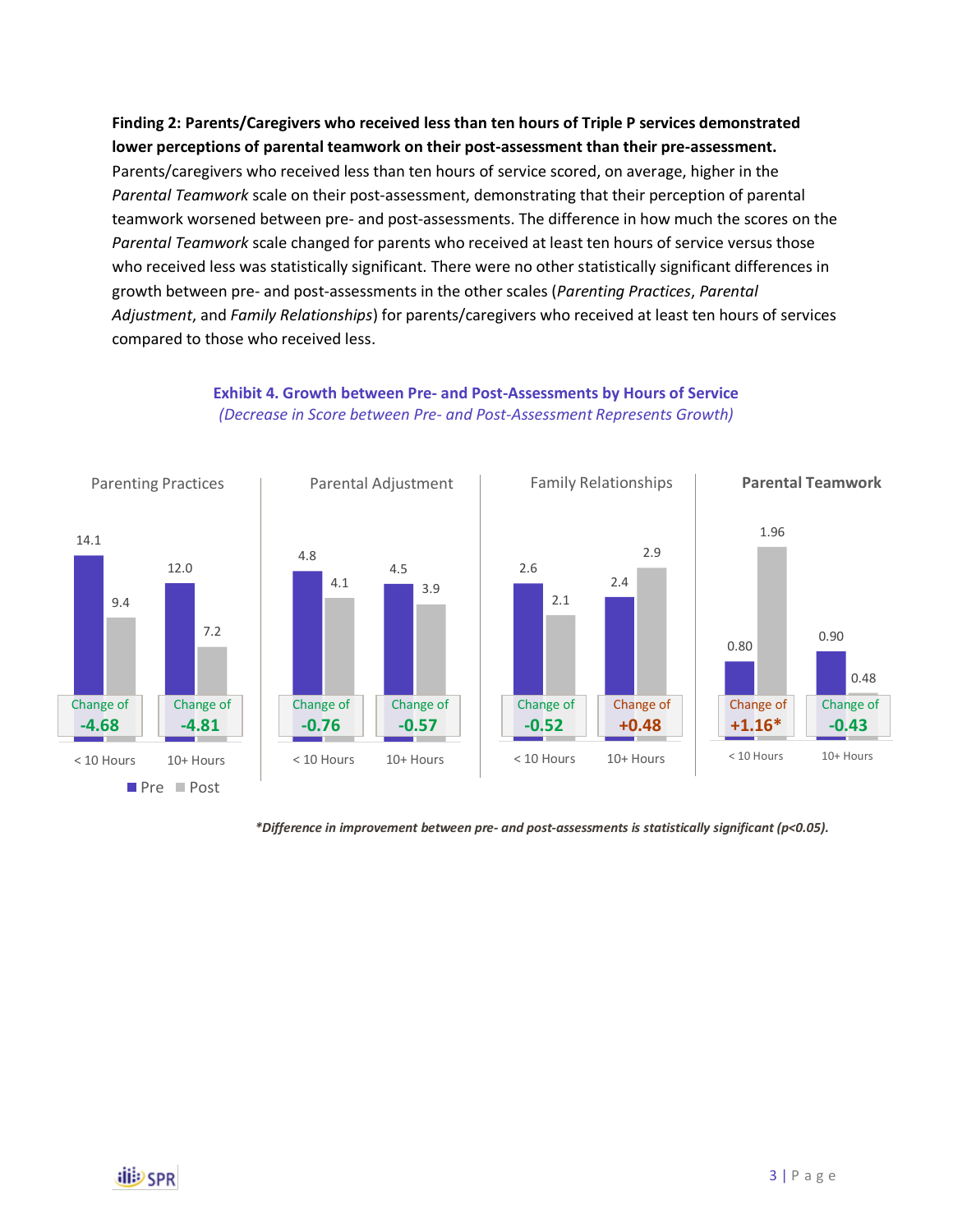**Finding 2: Parents/Caregivers who received less than ten hours of Triple P services demonstrated lower perceptions of parental teamwork on their post-assessment than their pre-assessment.** Parents/caregivers who received less than ten hours of service scored, on average, higher in the *Parental Teamwork* scale on their post-assessment, demonstrating that their perception of parental teamwork worsened between pre- and post-assessments. The difference in how much the scores on the *Parental Teamwork* scale changed for parents who received at least ten hours of service versus those who received less was statistically significant. There were no other statistically significant differences in growth between pre- and post-assessments in the other scales (*Parenting Practices*, *Parental Adjustment*, and *Family Relationships*) for parents/caregivers who received at least ten hours of services compared to those who received less.

**Exhibit 4. Growth between Pre- and Post-Assessments by Hours of Service**

*(Decrease in Score between Pre- and Post-Assessment Represents Growth)*

| Scale | Hours of Service | Pre | Post | Change |
|---|---|---|---|---|
| Parenting Practices | < 10 Hours | 14.1 | 9.4 | -4.68 |
| Parenting Practices | 10+ Hours | 12.0 | 7.2 | -4.81 |
| Parental Adjustment | < 10 Hours | 4.8 | 4.1 | -0.76 |
| Parental Adjustment | 10+ Hours | 4.5 | 3.9 | -0.57 |
| Family Relationships | < 10 Hours | 2.6 | 2.1 | -0.52 |
| Family Relationships | 10+ Hours | 2.4 | 2.9 | +0.48 |
| **Parental Teamwork** | < 10 Hours | 0.80 | 1.96 | +1.16* |
| **Parental Teamwork** | 10+ Hours | 0.90 | 0.48 | -0.43 |

***Difference in improvement between pre- and post-assessments is statistically significant ($p<0.05$).***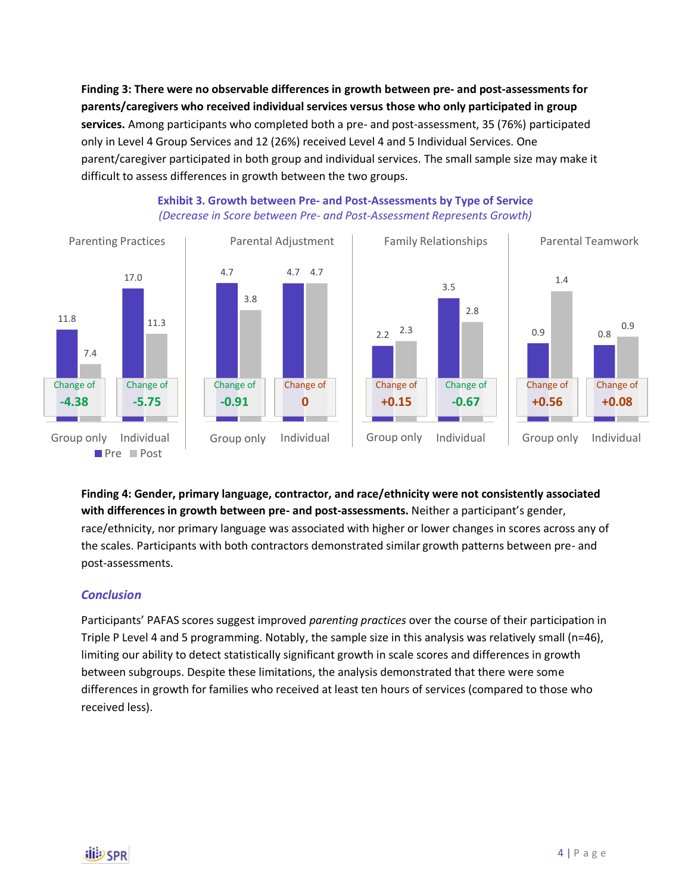**Finding 3: There were no observable differences in growth between pre- and post-assessments for parents/caregivers who received individual services versus those who only participated in group services.** Among participants who completed both a pre- and post-assessment, 35 (76%) participated only in Level 4 Group Services and 12 (26%) received Level 4 and 5 Individual Services. One parent/caregiver participated in both group and individual services. The small sample size may make it difficult to assess differences in growth between the two groups.

**Exhibit 3. Growth between Pre- and Post-Assessments by Type of Service**
*(Decrease in Score between Pre- and Post-Assessment Represents Growth)*

| Scale | Service type | Pre | Post | Change |
|---|---|---|---|---|
| Parenting Practices | Group only | 11.8 | 7.4 | -4.38 |
| Parenting Practices | Individual | 17.0 | 11.3 | -5.75 |
| Parental Adjustment | Group only | 4.7 | 3.8 | -0.91 |
| Parental Adjustment | Individual | 4.7 | 4.7 | 0 |
| Family Relationships | Group only | 2.2 | 2.3 | +0.15 |
| Family Relationships | Individual | 3.5 | 2.8 | -0.67 |
| Parental Teamwork | Group only | 0.9 | 1.4 | +0.56 |
| Parental Teamwork | Individual | 0.8 | 0.9 | +0.08 |

**Finding 4: Gender, primary language, contractor, and race/ethnicity were not consistently associated with differences in growth between pre- and post-assessments.** Neither a participant's gender, race/ethnicity, nor primary language was associated with higher or lower changes in scores across any of the scales. Participants with both contractors demonstrated similar growth patterns between pre- and post-assessments.

### *Conclusion*

Participants' PAFAS scores suggest improved *parenting practices* over the course of their participation in Triple P Level 4 and 5 programming. Notably, the sample size in this analysis was relatively small (n=46), limiting our ability to detect statistically significant growth in scale scores and differences in growth between subgroups. Despite these limitations, the analysis demonstrated that there were some differences in growth for families who received at least ten hours of services (compared to those who received less).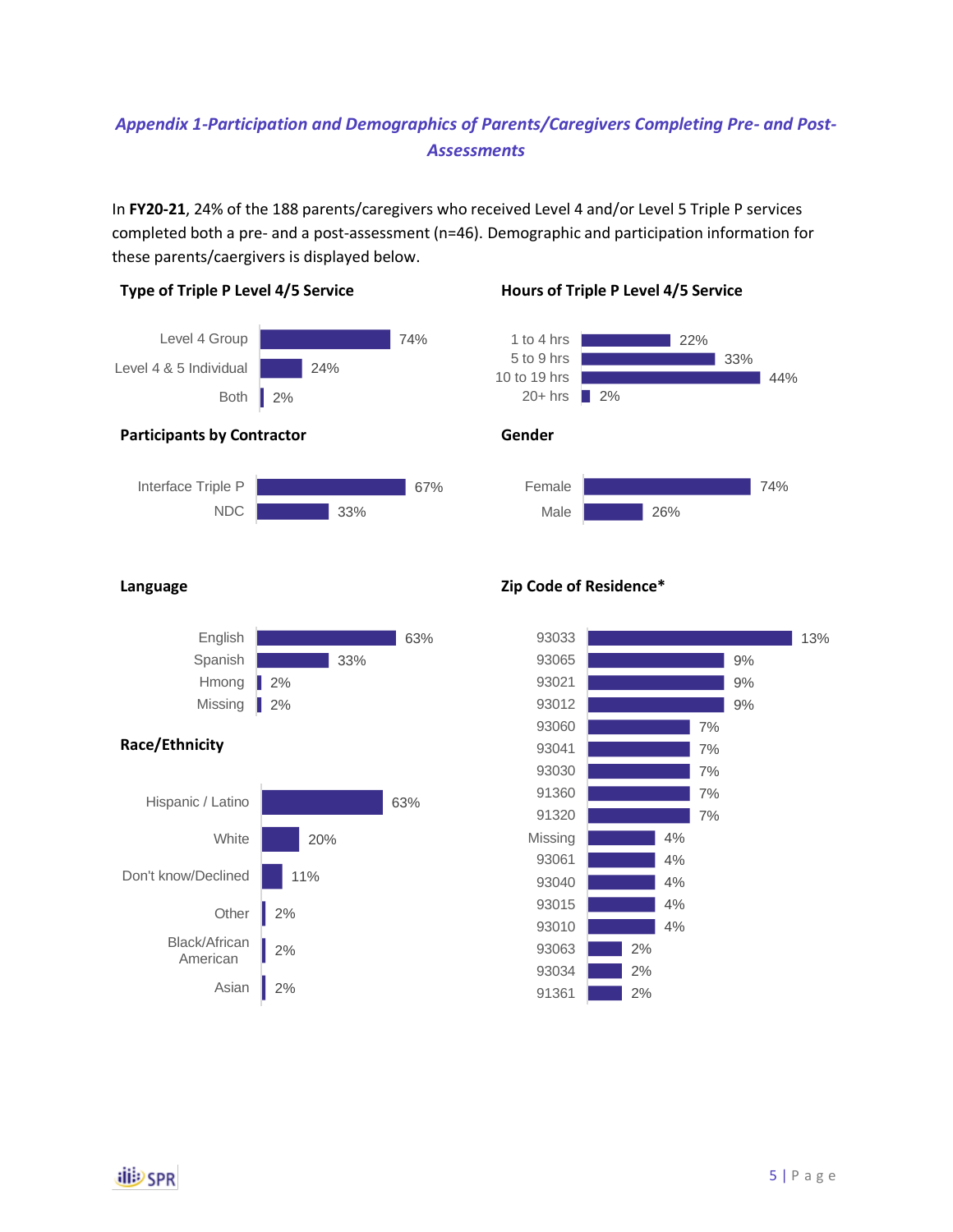## *Appendix 1-Participation and Demographics of Parents/Caregivers Completing Pre- and Post-Assessments*

In **FY20-21**, 24% of the 188 parents/caregivers who received Level 4 and/or Level 5 Triple P services completed both a pre- and a post-assessment (n=46). Demographic and participation information for these parents/caergivers is displayed below.

**Type of Triple P Level 4/5 Service**

| Type | Percent |
|---|---|
| Level 4 Group | 74% |
| Level 4 & 5 Individual | 24% |
| Both | 2% |

**Hours of Triple P Level 4/5 Service**

| Hours | Percent |
|---|---|
| 1 to 4 hrs | 22% |
| 5 to 9 hrs | 33% |
| 10 to 19 hrs | 44% |
| 20+ hrs | 2% |

**Participants by Contractor**

| Contractor | Percent |
|---|---|
| Interface Triple P | 67% |
| NDC | 33% |

**Gender**

| Gender | Percent |
|---|---|
| Female | 74% |
| Male | 26% |

**Language**

| Language | Percent |
|---|---|
| English | 63% |
| Spanish | 33% |
| Hmong | 2% |
| Missing | 2% |

**Race/Ethnicity**

| Race/Ethnicity | Percent |
|---|---|
| Hispanic / Latino | 63% |
| White | 20% |
| Don't know/Declined | 11% |
| Other | 2% |
| Black/African American | 2% |
| Asian | 2% |

**Zip Code of Residence***

| Zip Code | Percent |
|---|---|
| 93033 | 13% |
| 93065 | 9% |
| 93021 | 9% |
| 93012 | 9% |
| 93060 | 7% |
| 93041 | 7% |
| 93030 | 7% |
| 91360 | 7% |
| 91320 | 7% |
| Missing | 4% |
| 93061 | 4% |
| 93040 | 4% |
| 93015 | 4% |
| 93010 | 4% |
| 93063 | 2% |
| 93034 | 2% |
| 91361 | 2% |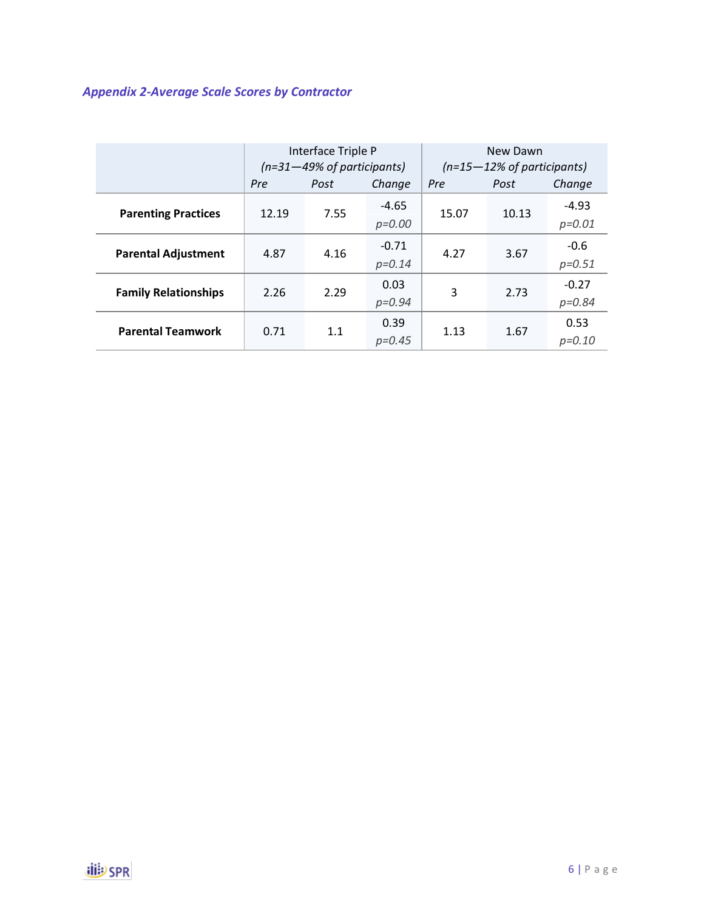### *Appendix 2-Average Scale Scores by Contractor*

| | Interface Triple P (n=31—49% of participants) | | | New Dawn (n=15—12% of participants) | | |
|---|---|---|---|---|---|---|
| | *Pre* | *Post* | *Change* | *Pre* | *Post* | *Change* |
| **Parenting Practices** | 12.19 | 7.55 | -4.65 *p=0.00* | 15.07 | 10.13 | -4.93 *p=0.01* |
| **Parental Adjustment** | 4.87 | 4.16 | -0.71 *p=0.14* | 4.27 | 3.67 | -0.6 *p=0.51* |
| **Family Relationships** | 2.26 | 2.29 | 0.03 *p=0.94* | 3 | 2.73 | -0.27 *p=0.84* |
| **Parental Teamwork** | 0.71 | 1.1 | 0.39 *p=0.45* | 1.13 | 1.67 | 0.53 *p=0.10* |